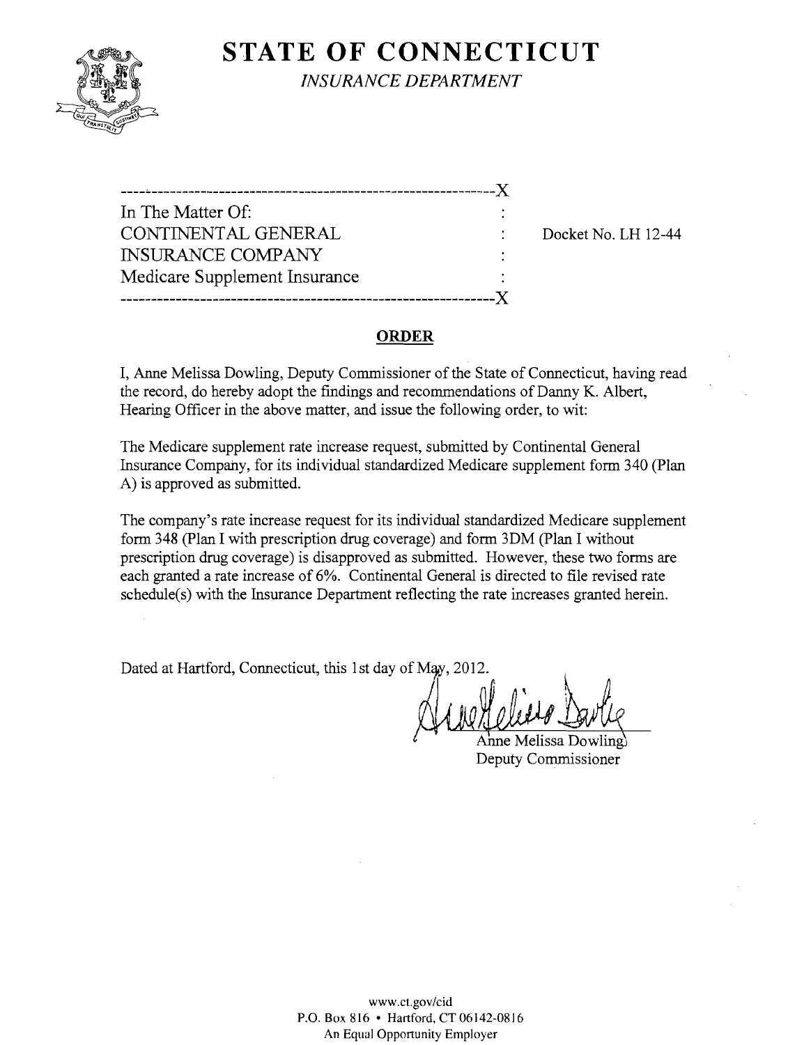# STATE OF CONNECTICUT

*INSURANCE DEPARTMENT*

---X

In The Matter Of: :
CONTINENTAL GENERAL : Docket No. LH 12-44
INSURANCE COMPANY :
Medicare Supplement Insurance :

---X

## ORDER

I, Anne Melissa Dowling, Deputy Commissioner of the State of Connecticut, having read the record, do hereby adopt the findings and recommendations of Danny K. Albert, Hearing Officer in the above matter, and issue the following order, to wit:

The Medicare supplement rate increase request, submitted by Continental General Insurance Company, for its individual standardized Medicare supplement form 340 (Plan A) is approved as submitted.

The company's rate increase request for its individual standardized Medicare supplement form 348 (Plan I with prescription drug coverage) and form 3DM (Plan I without prescription drug coverage) is disapproved as submitted. However, these two forms are each granted a rate increase of 6%. Continental General is directed to file revised rate schedule(s) with the Insurance Department reflecting the rate increases granted herein.

Dated at Hartford, Connecticut, this 1st day of May, 2012.

Anne Melissa Dowling
Deputy Commissioner

www.ct.gov/cid
P.O. Box 816 • Hartford, CT 06142-0816
An Equal Opportunity Employer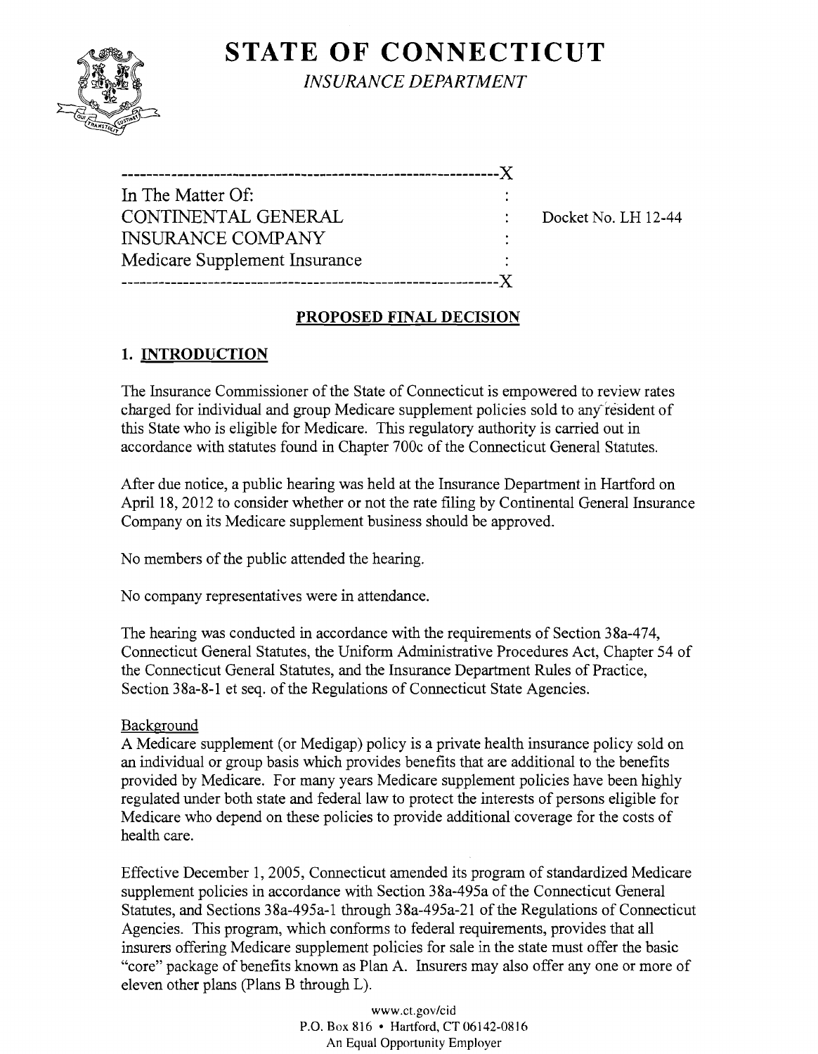# STATE OF CONNECTICUT

*INSURANCE DEPARTMENT*

```
----------------------------------------------------------X
In The Matter Of:                                         :
CONTINENTAL GENERAL                                       :
INSURANCE COMPANY                                         :
Medicare Supplement Insurance                             :
----------------------------------------------------------X
```

Docket No. LH 12-44

## PROPOSED FINAL DECISION

### 1. INTRODUCTION

The Insurance Commissioner of the State of Connecticut is empowered to review rates charged for individual and group Medicare supplement policies sold to any resident of this State who is eligible for Medicare. This regulatory authority is carried out in accordance with statutes found in Chapter 700c of the Connecticut General Statutes.

After due notice, a public hearing was held at the Insurance Department in Hartford on April 18, 2012 to consider whether or not the rate filing by Continental General Insurance Company on its Medicare supplement business should be approved.

No members of the public attended the hearing.

No company representatives were in attendance.

The hearing was conducted in accordance with the requirements of Section 38a-474, Connecticut General Statutes, the Uniform Administrative Procedures Act, Chapter 54 of the Connecticut General Statutes, and the Insurance Department Rules of Practice, Section 38a-8-1 et seq. of the Regulations of Connecticut State Agencies.

Background

A Medicare supplement (or Medigap) policy is a private health insurance policy sold on an individual or group basis which provides benefits that are additional to the benefits provided by Medicare. For many years Medicare supplement policies have been highly regulated under both state and federal law to protect the interests of persons eligible for Medicare who depend on these policies to provide additional coverage for the costs of health care.

Effective December 1, 2005, Connecticut amended its program of standardized Medicare supplement policies in accordance with Section 38a-495a of the Connecticut General Statutes, and Sections 38a-495a-1 through 38a-495a-21 of the Regulations of Connecticut Agencies. This program, which conforms to federal requirements, provides that all insurers offering Medicare supplement policies for sale in the state must offer the basic "core" package of benefits known as Plan A. Insurers may also offer any one or more of eleven other plans (Plans B through L).

www.ct.gov/cid
P.O. Box 816 • Hartford, CT 06142-0816
An Equal Opportunity Employer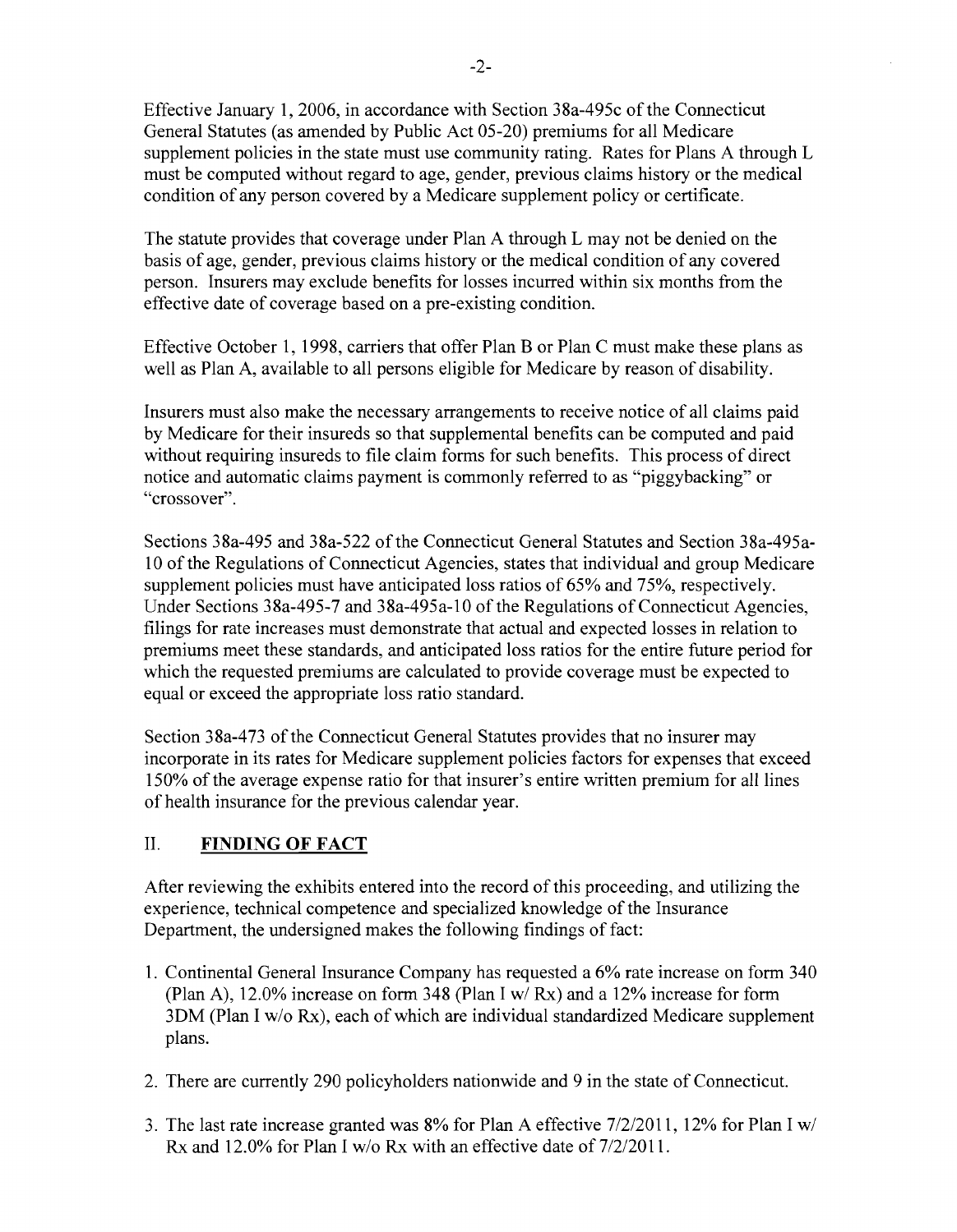Effective January 1, 2006, in accordance with Section 38a-495c of the Connecticut General Statutes (as amended by Public Act 05-20) premiums for all Medicare supplement policies in the state must use community rating. Rates for Plans A through L must be computed without regard to age, gender, previous claims history or the medical condition of any person covered by a Medicare supplement policy or certificate.

The statute provides that coverage under Plan A through L may not be denied on the basis of age, gender, previous claims history or the medical condition of any covered person. Insurers may exclude benefits for losses incurred within six months from the effective date of coverage based on a pre-existing condition.

Effective October 1, 1998, carriers that offer Plan B or Plan C must make these plans as well as Plan A, available to all persons eligible for Medicare by reason of disability.

Insurers must also make the necessary arrangements to receive notice of all claims paid by Medicare for their insureds so that supplemental benefits can be computed and paid without requiring insureds to file claim forms for such benefits. This process of direct notice and automatic claims payment is commonly referred to as "piggybacking" or "crossover".

Sections 38a-495 and 38a-522 of the Connecticut General Statutes and Section 38a-495a-10 of the Regulations of Connecticut Agencies, states that individual and group Medicare supplement policies must have anticipated loss ratios of 65% and 75%, respectively. Under Sections 38a-495-7 and 38a-495a-10 of the Regulations of Connecticut Agencies, filings for rate increases must demonstrate that actual and expected losses in relation to premiums meet these standards, and anticipated loss ratios for the entire future period for which the requested premiums are calculated to provide coverage must be expected to equal or exceed the appropriate loss ratio standard.

Section 38a-473 of the Connecticut General Statutes provides that no insurer may incorporate in its rates for Medicare supplement policies factors for expenses that exceed 150% of the average expense ratio for that insurer's entire written premium for all lines of health insurance for the previous calendar year.

## II. FINDING OF FACT

After reviewing the exhibits entered into the record of this proceeding, and utilizing the experience, technical competence and specialized knowledge of the Insurance Department, the undersigned makes the following findings of fact:

1. Continental General Insurance Company has requested a 6% rate increase on form 340 (Plan A), 12.0% increase on form 348 (Plan I w/ Rx) and a 12% increase for form 3DM (Plan I w/o Rx), each of which are individual standardized Medicare supplement plans.

2. There are currently 290 policyholders nationwide and 9 in the state of Connecticut.

3. The last rate increase granted was 8% for Plan A effective 7/2/2011, 12% for Plan I w/ Rx and 12.0% for Plan I w/o Rx with an effective date of 7/2/2011.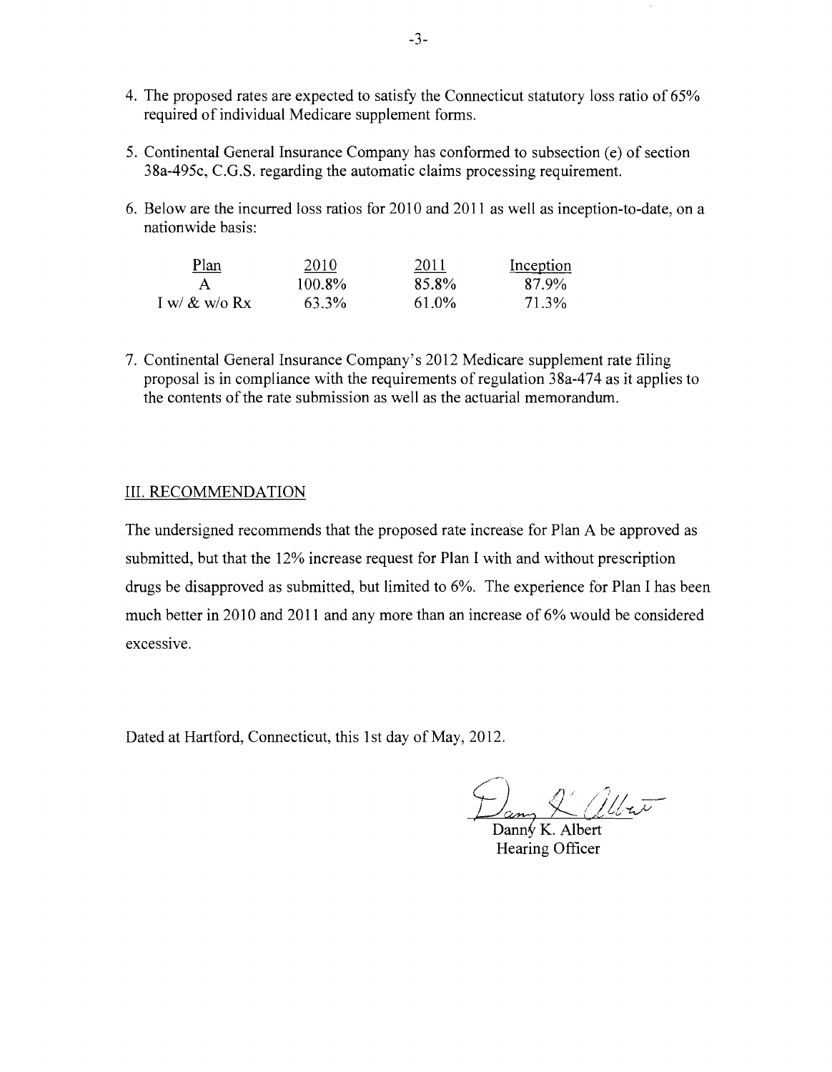4. The proposed rates are expected to satisfy the Connecticut statutory loss ratio of 65% required of individual Medicare supplement forms.

5. Continental General Insurance Company has conformed to subsection (e) of section 38a-495c, C.G.S. regarding the automatic claims processing requirement.

6. Below are the incurred loss ratios for 2010 and 2011 as well as inception-to-date, on a nationwide basis:

| Plan | 2010 | 2011 | Inception |
|---|---|---|---|
| A | 100.8% | 85.8% | 87.9% |
| I w/ & w/o Rx | 63.3% | 61.0% | 71.3% |

7. Continental General Insurance Company's 2012 Medicare supplement rate filing proposal is in compliance with the requirements of regulation 38a-474 as it applies to the contents of the rate submission as well as the actuarial memorandum.

## III. RECOMMENDATION

The undersigned recommends that the proposed rate increase for Plan A be approved as submitted, but that the 12% increase request for Plan I with and without prescription drugs be disapproved as submitted, but limited to 6%. The experience for Plan I has been much better in 2010 and 2011 and any more than an increase of 6% would be considered excessive.

Dated at Hartford, Connecticut, this 1st day of May, 2012.

Danny K. Albert
Hearing Officer